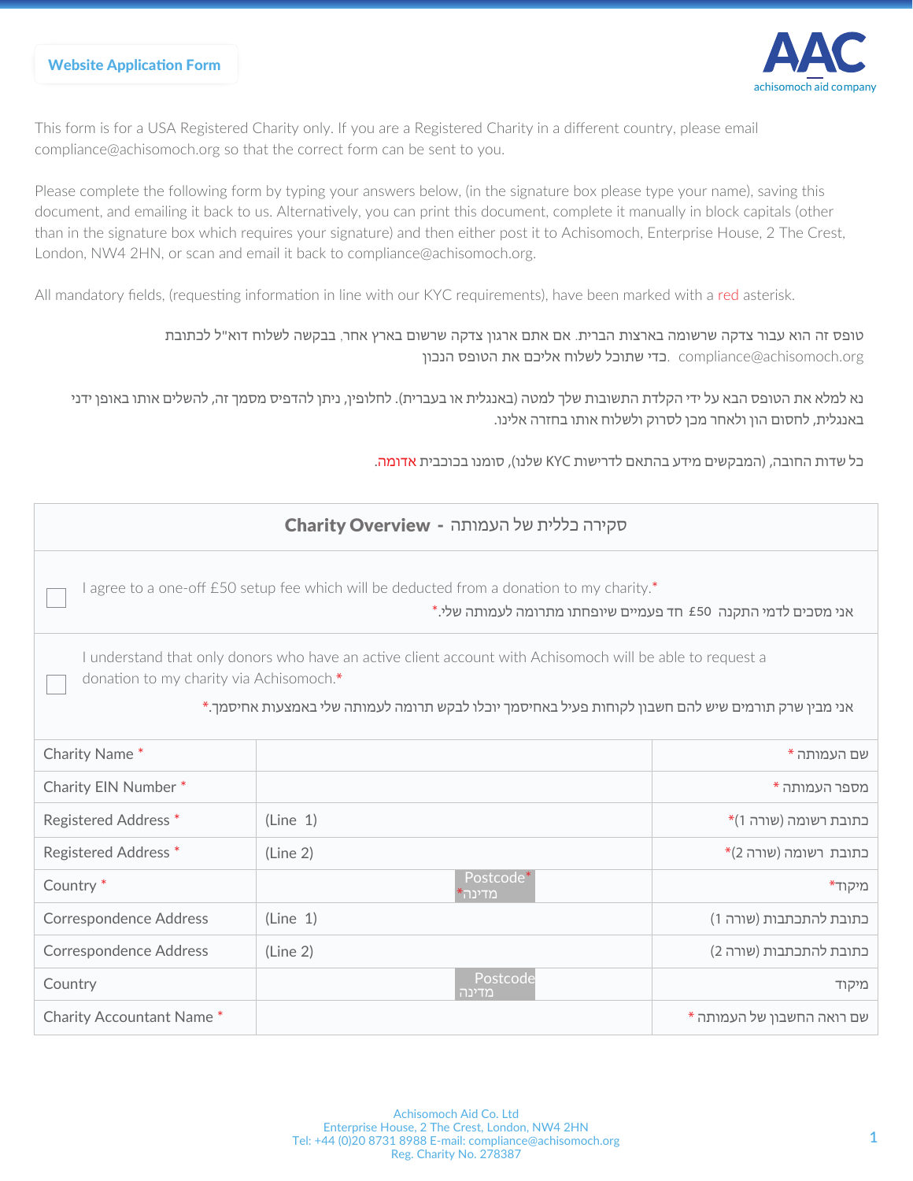**Website Application Form**

AAC
achisomoch aid company

This form is for a USA Registered Charity only. If you are a Registered Charity in a different country, please email compliance@achisomoch.org so that the correct form can be sent to you.

Please complete the following form by typing your answers below, (in the signature box please type your name), saving this document, and emailing it back to us. Alternatively, you can print this document, complete it manually in block capitals (other than in the signature box which requires your signature) and then either post it to Achisomoch, Enterprise House, 2 The Crest, London, NW4 2HN, or scan and email it back to compliance@achisomoch.org.

All mandatory fields, (requesting information in line with our KYC requirements), have been marked with a red asterisk.

טופס זה הוא עבור צדקה שרשומה בארצות הברית. אם אתם ארגון צדקה שרשום בארץ אחר, בבקשה לשלוח דוא"ל לכתובת compliance@achisomoch.org. כדי שתוכל לשלוח אליכם את הטופס הנכון

נא למלא את הטופס הבא על ידי הקלדת התשובות שלך למטה (באנגלית או בעברית). לחלופין, ניתן להדפיס מסמך זה, להשלים אותו באופן ידני באנגלית, לחסום הון ולאחר מכן לסרוק ולשלוח אותו בחזרה אלינו.

כל שדות החובה, (המבקשים מידע בהתאם לדרישות KYC שלנו), סומנו בכוכבית אדומה.

## Charity Overview - סקירה כללית של העמותה

☐ I agree to a one-off £50 setup fee which will be deducted from a donation to my charity.*
אני מסכים לדמי התקנה £50 חד פעמיים שיופחתו מתרומה לעמותה שלי.*

☐ I understand that only donors who have an active client account with Achisomoch will be able to request a donation to my charity via Achisomoch.*
אני מבין שרק תורמים שיש להם חשבון לקוחות פעיל באחיסמך יוכלו לבקש תרומה לעמותה שלי באמצעות אחיסמך.*

| | | |
|---|---|---|
| Charity Name * | | שם העמותה * |
| Charity EIN Number * | | מספר העמותה * |
| Registered Address * | (Line 1) | כתובת רשומה (שורה 1)* |
| Registered Address * | (Line 2) | כתובת רשומה (שורה 2)* |
| Country * | Postcode* מדינה* | מיקוד* |
| Correspondence Address | (Line 1) | כתובת להתכתבות (שורה 1) |
| Correspondence Address | (Line 2) | כתובת להתכתבות (שורה 2) |
| Country | Postcode מדינה | מיקוד |
| Charity Accountant Name * | | שם רואה החשבון של העמותה * |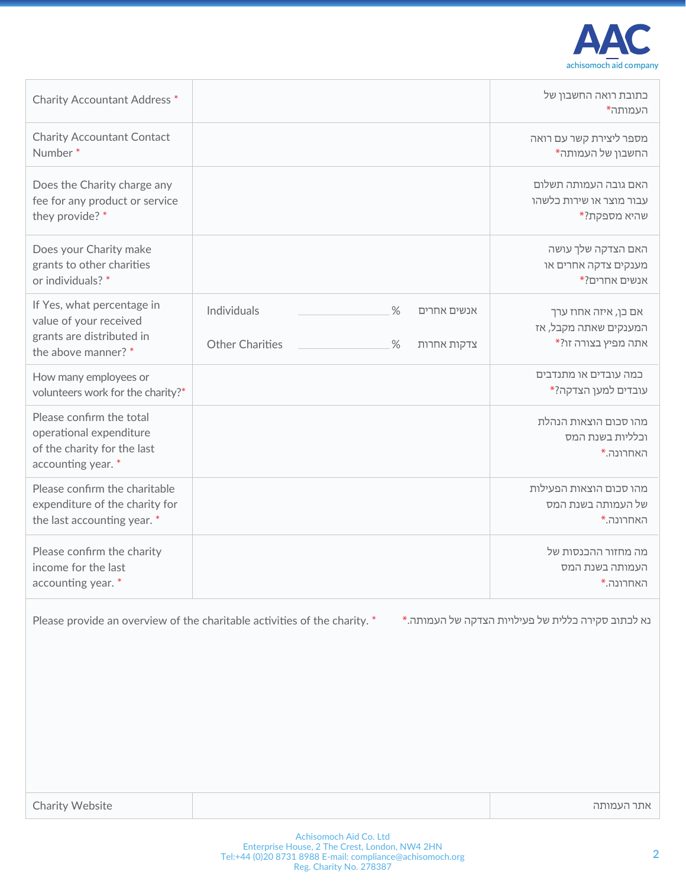| Charity Accountant Address * | | כתובת רואה החשבון של העמותה* |
|---|---|---|
| Charity Accountant Contact Number * | | מספר ליצירת קשר עם רואה החשבון של העמותה* |
| Does the Charity charge any fee for any product or service they provide? * | | האם גובה העמותה תשלום עבור מוצר או שירות כלשהו שהיא מספקת?* |
| Does your Charity make grants to other charities or individuals? * | | האם הצדקה שלך עושה מענקים צדקה אחרים או אנשים אחרים?* |
| If Yes, what percentage in value of your received grants are distributed in the above manner? * | Individuals ________% אנשים אחרים<br>Other Charities ________% צדקות אחרות | אם כן, איזה אחוז ערך המענקים שאתה מקבל, אז אתה מפיץ בצורה זו?* |
| How many employees or volunteers work for the charity?* | | כמה עובדים או מתנדבים עובדים למען הצדקה?* |
| Please confirm the total operational expenditure of the charity for the last accounting year. * | | מהו סכום הוצאות הנהלת וכלליות בשנת המס האחרונה.* |
| Please confirm the charitable expenditure of the charity for the last accounting year. * | | מהו סכום הוצאות הפעילות של העמותה בשנת המס האחרונה.* |
| Please confirm the charity income for the last accounting year. * | | מה מחזור ההכנסות של העמותה בשנת המס האחרונה.* |

Please provide an overview of the charitable activities of the charity. *

נא לכתוב סקירה כללית של פעילויות הצדקה של העמותה.*

| Charity Website | | אתר העמותה |
|---|---|---|

Achisomoch Aid Co. Ltd
Enterprise House, 2 The Crest, London, NW4 2HN
Tel:+44 (0)20 8731 8988 E-mail: compliance@achisomoch.org
Reg. Charity No. 278387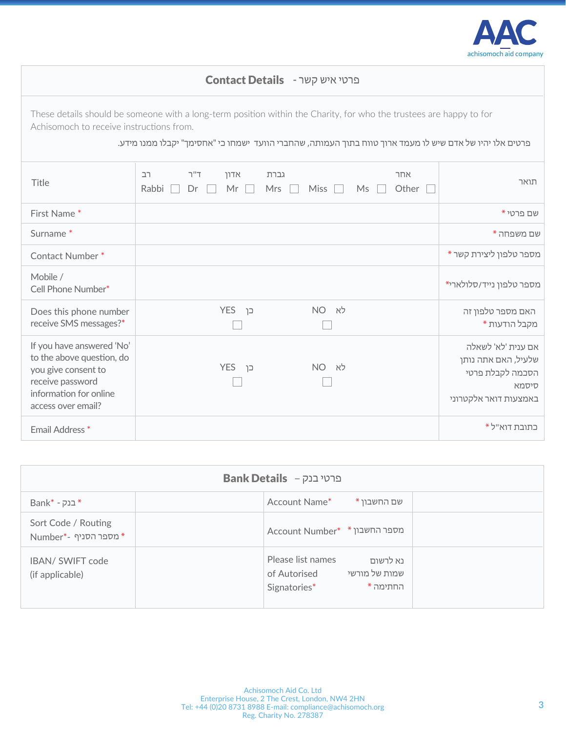AAC
achisomoch aid company

## Contact Details - פרטי איש קשר

These details should be someone with a long-term position within the Charity, for who the trustees are happy to for Achisomoch to receive instructions from.

פרטים אלו יהיו של אדם שיש לו מעמד ארוך טווח בתוך העמותה, שהחברי הוועד ישמחו כי "אחסימך" יקבלו ממנו מידע.

| | | |
|---|---|---|
| Title | רב Rabbi ☐ ד"ר Dr ☐ אדון Mr ☐ גברת Mrs ☐ Miss ☐ Ms ☐ אחר Other ☐ | תואר |
| First Name * | | שם פרטי * |
| Surname * | | שם משפחה * |
| Contact Number * | | מספר טלפון ליצירת קשר * |
| Mobile / Cell Phone Number* | | מספר טלפון נייד/סלולארי* |
| Does this phone number receive SMS messages?* | YES כן ☐ NO לא ☐ | האם מספר טלפון זה מקבל הודעות * |
| If you have answered 'No' to the above question, do you give consent to receive password information for online access over email? | YES כן ☐ NO לא ☐ | אם ענית 'לא' לשאלה שלעיל, האם אתה נותן הסכמה לקבלת פרטי סיסמא באמצעות דואר אלקטרוני |
| Email Address * | | כתובת דוא"ל * |

## Bank Details – פרטי בנק

| | | | |
|---|---|---|---|
| Bank* - בנק * | | Account Name* שם החשבון * | |
| Sort Code / Routing Number*- מספר הסניף * | | Account Number* מספר החשבון * | |
| IBAN/ SWIFT code (if applicable) | | Please list names of Autorised Signatories* נא לרשום שמות של מורשי החתימה * | |

Achisomoch Aid Co. Ltd
Enterprise House, 2 The Crest, London, NW4 2HN
Tel: +44 (0)20 8731 8988 E-mail: compliance@achisomoch.org
Reg. Charity No. 278387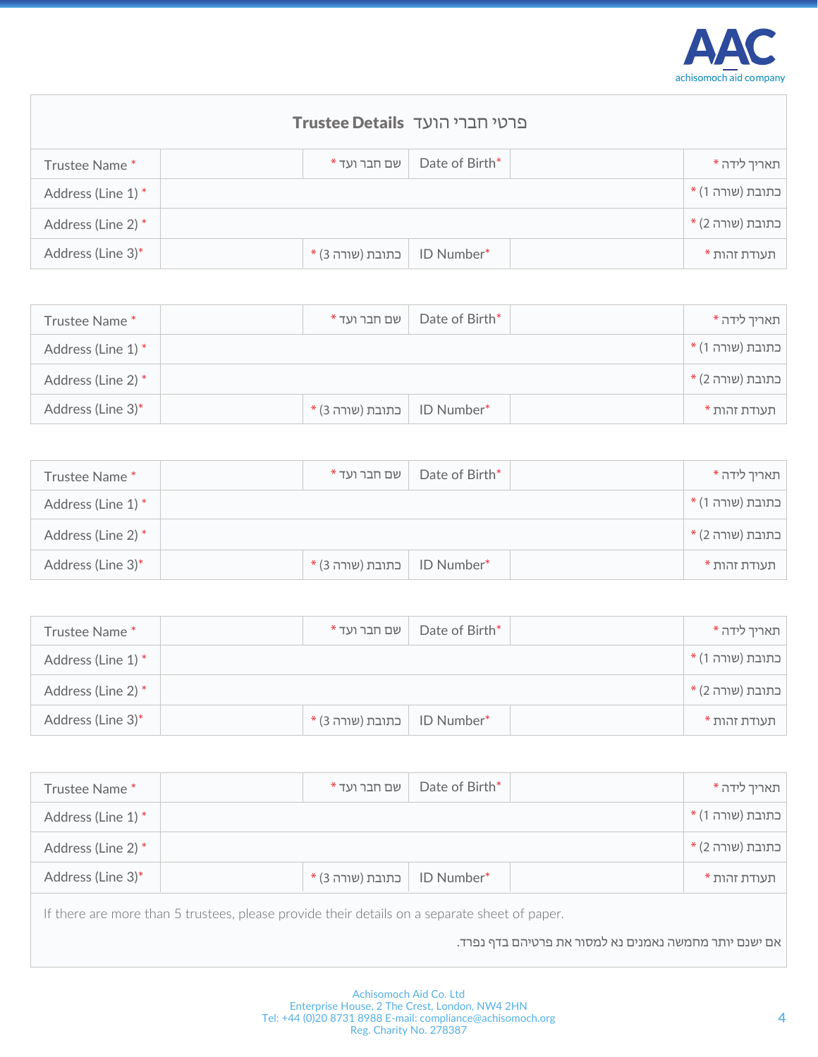## Trustee Details פרטי חברי הועד

| Trustee Name * | | שם חבר ועד * | Date of Birth* | | תאריך לידה * |
|---|---|---|---|---|---|
| Address (Line 1) * | | | | | כתובת (שורה 1) * |
| Address (Line 2) * | | | | | כתובת (שורה 2) * |
| Address (Line 3)* | | כתובת (שורה 3) * | ID Number* | | תעודת זהות * |

| Trustee Name * | | שם חבר ועד * | Date of Birth* | | תאריך לידה * |
|---|---|---|---|---|---|
| Address (Line 1) * | | | | | כתובת (שורה 1) * |
| Address (Line 2) * | | | | | כתובת (שורה 2) * |
| Address (Line 3)* | | כתובת (שורה 3) * | ID Number* | | תעודת זהות * |

| Trustee Name * | | שם חבר ועד * | Date of Birth* | | תאריך לידה * |
|---|---|---|---|---|---|
| Address (Line 1) * | | | | | כתובת (שורה 1) * |
| Address (Line 2) * | | | | | כתובת (שורה 2) * |
| Address (Line 3)* | | כתובת (שורה 3) * | ID Number* | | תעודת זהות * |

| Trustee Name * | | שם חבר ועד * | Date of Birth* | | תאריך לידה * |
|---|---|---|---|---|---|
| Address (Line 1) * | | | | | כתובת (שורה 1) * |
| Address (Line 2) * | | | | | כתובת (שורה 2) * |
| Address (Line 3)* | | כתובת (שורה 3) * | ID Number* | | תעודת זהות * |

| Trustee Name * | | שם חבר ועד * | Date of Birth* | | תאריך לידה * |
|---|---|---|---|---|---|
| Address (Line 1) * | | | | | כתובת (שורה 1) * |
| Address (Line 2) * | | | | | כתובת (שורה 2) * |
| Address (Line 3)* | | כתובת (שורה 3) * | ID Number* | | תעודת זהות * |

If there are more than 5 trustees, please provide their details on a separate sheet of paper.

אם ישנם יותר מחמשה נאמנים נא למסור את פרטיהם בדף נפרד.

Achisomoch Aid Co. Ltd
Enterprise House, 2 The Crest, London, NW4 2HN
Tel: +44 (0)20 8731 8988 E-mail: compliance@achisomoch.org
Reg. Charity No. 278387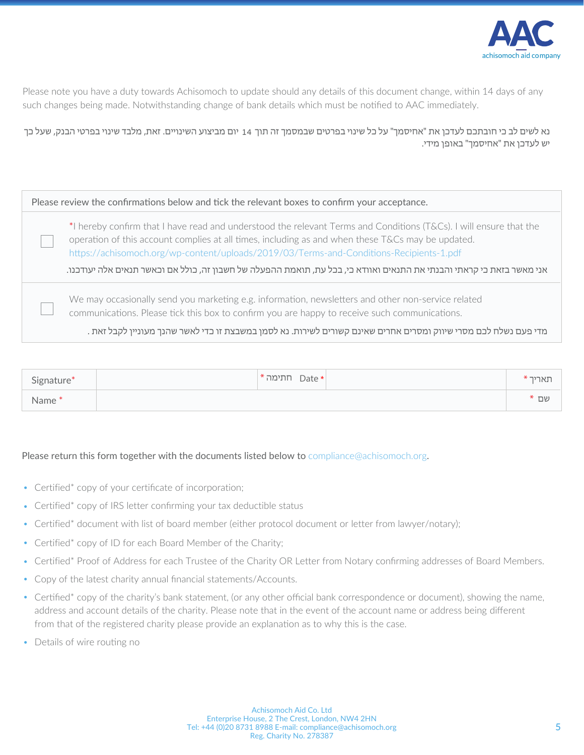Please note you have a duty towards Achisomoch to update should any details of this document change, within 14 days of any such changes being made. Notwithstanding change of bank details which must be notified to AAC immediately.

נא לשים לב כי חובתכם לעדכן את "אחיסמך" על כל שינוי בפרטים שבמסמך זה תוך 14 יום מביצוע השינויים. זאת, מלבד שינוי בפרטי הבנק, שעל כך יש לעדכן את "אחיסמך" באופן מידי.

| Please review the confirmations below and tick the relevant boxes to confirm your acceptance. | |
|---|---|
| ☐ | *I hereby confirm that I have read and understood the relevant Terms and Conditions (T&Cs). I will ensure that the operation of this account complies at all times, including as and when these T&Cs may be updated. https://achisomoch.org/wp-content/uploads/2019/03/Terms-and-Conditions-Recipients-1.pdf<br>אני מאשר בזאת כי קראתי והבנתי את התנאים ואוודא כי, בכל עת, תואמת ההפעלה של חשבון זה, כולל אם וכאשר תנאים אלה יעודכנו. |
| ☐ | We may occasionally send you marketing e.g. information, newsletters and other non-service related communications. Please tick this box to confirm you are happy to receive such communications.<br>מדי פעם נשלח לכם מסרי שיווק ומסרים אחרים שאינם קשורים לשירות. נא לסמן במשבצת זו כדי לאשר שהנך מעוניין לקבל זאת . |

| Signature* | | * חתימה Date * | | תאריך * |
|---|---|---|---|---|
| Name * | | | | שם * |

Please return this form together with the documents listed below to compliance@achisomoch.org.

- Certified* copy of your certificate of incorporation;
- Certified* copy of IRS letter confirming your tax deductible status
- Certified* document with list of board member (either protocol document or letter from lawyer/notary);
- Certified* copy of ID for each Board Member of the Charity;
- Certified* Proof of Address for each Trustee of the Charity OR Letter from Notary confirming addresses of Board Members.
- Copy of the latest charity annual financial statements/Accounts.
- Certified* copy of the charity's bank statement, (or any other official bank correspondence or document), showing the name, address and account details of the charity. Please note that in the event of the account name or address being different from that of the registered charity please provide an explanation as to why this is the case.
- Details of wire routing no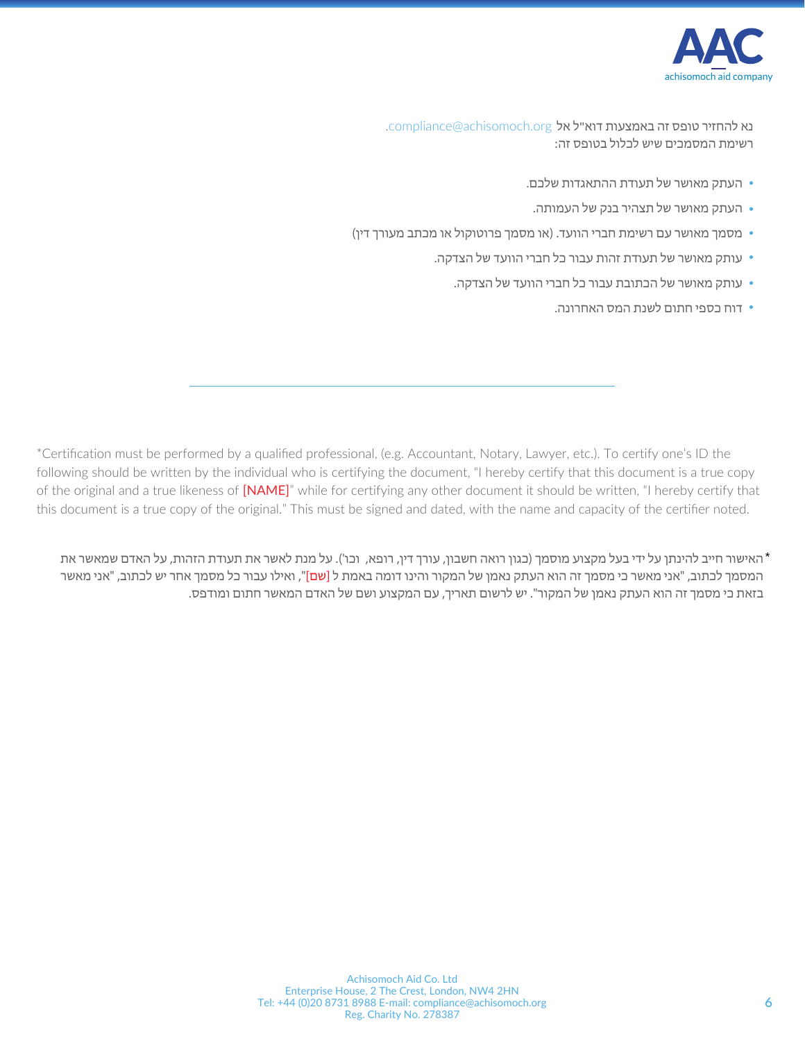נא להחזיר טופס זה באמצעות דוא"ל אל compliance@achisomoch.org.
רשימת המסמכים שיש לכלול בטופס זה:

- העתק מאושר של תעודת ההתאגדות שלכם.
- העתק מאושר של תצהיר בנק של העמותה.
- מסמך מאושר עם רשימת חברי הוועד. (או מסמך פרוטוקול או מכתב מעורך דין)
- עותק מאושר של תעודת זהות עבור כל חברי הוועד של הצדקה.
- עותק מאושר של הכתובת עבור כל חברי הוועד של הצדקה.
- דוח כספי חתום לשנת המס האחרונה.

---

*Certification must be performed by a qualified professional, (e.g. Accountant, Notary, Lawyer, etc.). To certify one's ID the following should be written by the individual who is certifying the document, "I hereby certify that this document is a true copy of the original and a true likeness of [NAME]" while for certifying any other document it should be written, "I hereby certify that this document is a true copy of the original." This must be signed and dated, with the name and capacity of the certifier noted.

* האישור חייב להינתן על ידי בעל מקצוע מוסמך (כגון רואה חשבון, עורך דין, רופא, וכו'). על מנת לאשר את תעודת הזהות, על האדם שמאשר את המסמך לכתוב, "אני מאשר כי מסמך זה הוא העתק נאמן של המקור והינו דומה באמת ל [שם]", ואילו עבור כל מסמך אחר יש לכתוב, "אני מאשר בזאת כי מסמך זה הוא העתק נאמן של המקור". יש לרשום תאריך, עם המקצוע ושם של האדם המאשר חתום ומודפס.

Achisomoch Aid Co. Ltd
Enterprise House, 2 The Crest, London, NW4 2HN
Tel: +44 (0)20 8731 8988 E-mail: compliance@achisomoch.org
Reg. Charity No. 278387